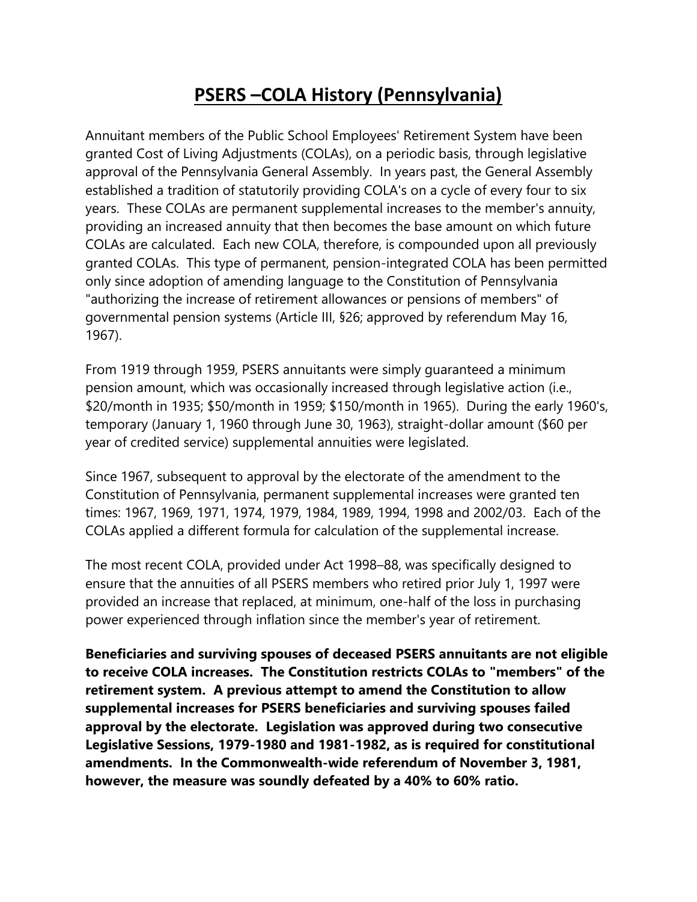# PSERS –COLA History (Pennsylvania)

Annuitant members of the Public School Employees' Retirement System have been granted Cost of Living Adjustments (COLAs), on a periodic basis, through legislative approval of the Pennsylvania General Assembly. In years past, the General Assembly established a tradition of statutorily providing COLA's on a cycle of every four to six years. These COLAs are permanent supplemental increases to the member's annuity, providing an increased annuity that then becomes the base amount on which future COLAs are calculated. Each new COLA, therefore, is compounded upon all previously granted COLAs. This type of permanent, pension-integrated COLA has been permitted only since adoption of amending language to the Constitution of Pennsylvania "authorizing the increase of retirement allowances or pensions of members" of governmental pension systems (Article III, §26; approved by referendum May 16, 1967).

From 1919 through 1959, PSERS annuitants were simply guaranteed a minimum pension amount, which was occasionally increased through legislative action (i.e., $20/month in 1935; $50/month in 1959; $150/month in 1965). During the early 1960's, temporary (January 1, 1960 through June 30, 1963), straight-dollar amount ($60 per year of credited service) supplemental annuities were legislated.

Since 1967, subsequent to approval by the electorate of the amendment to the Constitution of Pennsylvania, permanent supplemental increases were granted ten times: 1967, 1969, 1971, 1974, 1979, 1984, 1989, 1994, 1998 and 2002/03. Each of the COLAs applied a different formula for calculation of the supplemental increase.

The most recent COLA, provided under Act 1998–88, was specifically designed to ensure that the annuities of all PSERS members who retired prior July 1, 1997 were provided an increase that replaced, at minimum, one-half of the loss in purchasing power experienced through inflation since the member's year of retirement.

**Beneficiaries and surviving spouses of deceased PSERS annuitants are not eligible to receive COLA increases. The Constitution restricts COLAs to "members" of the retirement system. A previous attempt to amend the Constitution to allow supplemental increases for PSERS beneficiaries and surviving spouses failed approval by the electorate. Legislation was approved during two consecutive Legislative Sessions, 1979-1980 and 1981-1982, as is required for constitutional amendments. In the Commonwealth-wide referendum of November 3, 1981, however, the measure was soundly defeated by a 40% to 60% ratio.**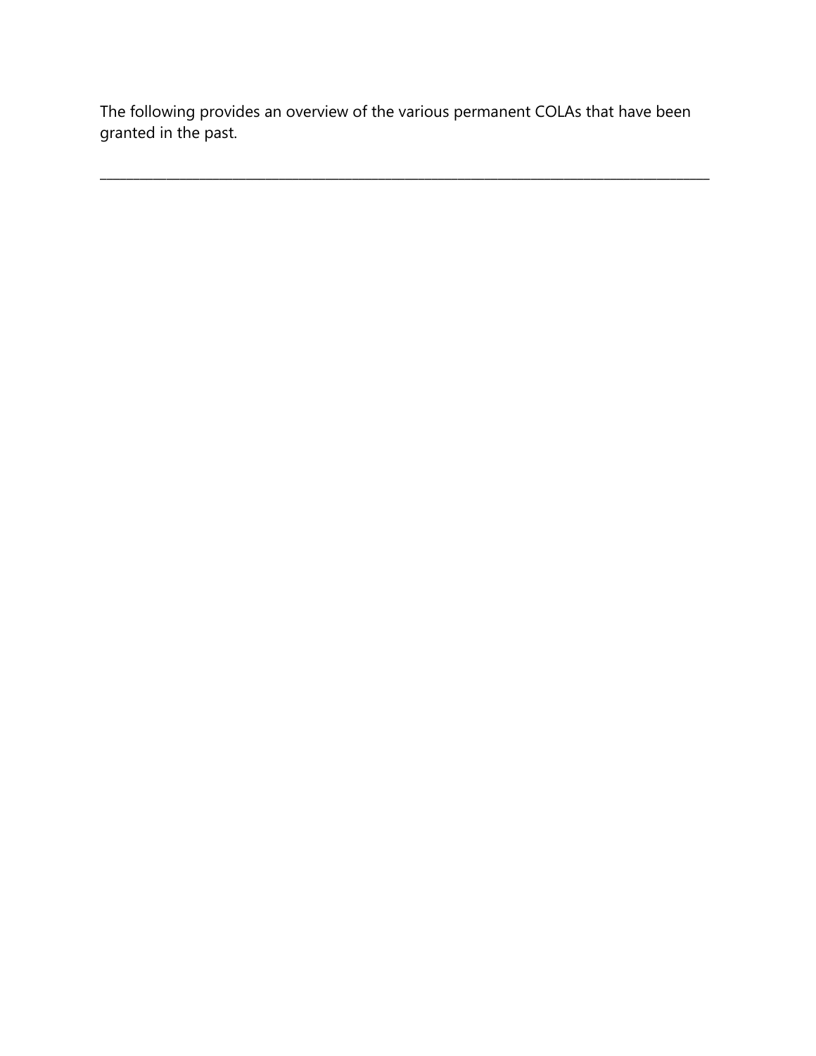The following provides an overview of the various permanent COLAs that have been granted in the past.

---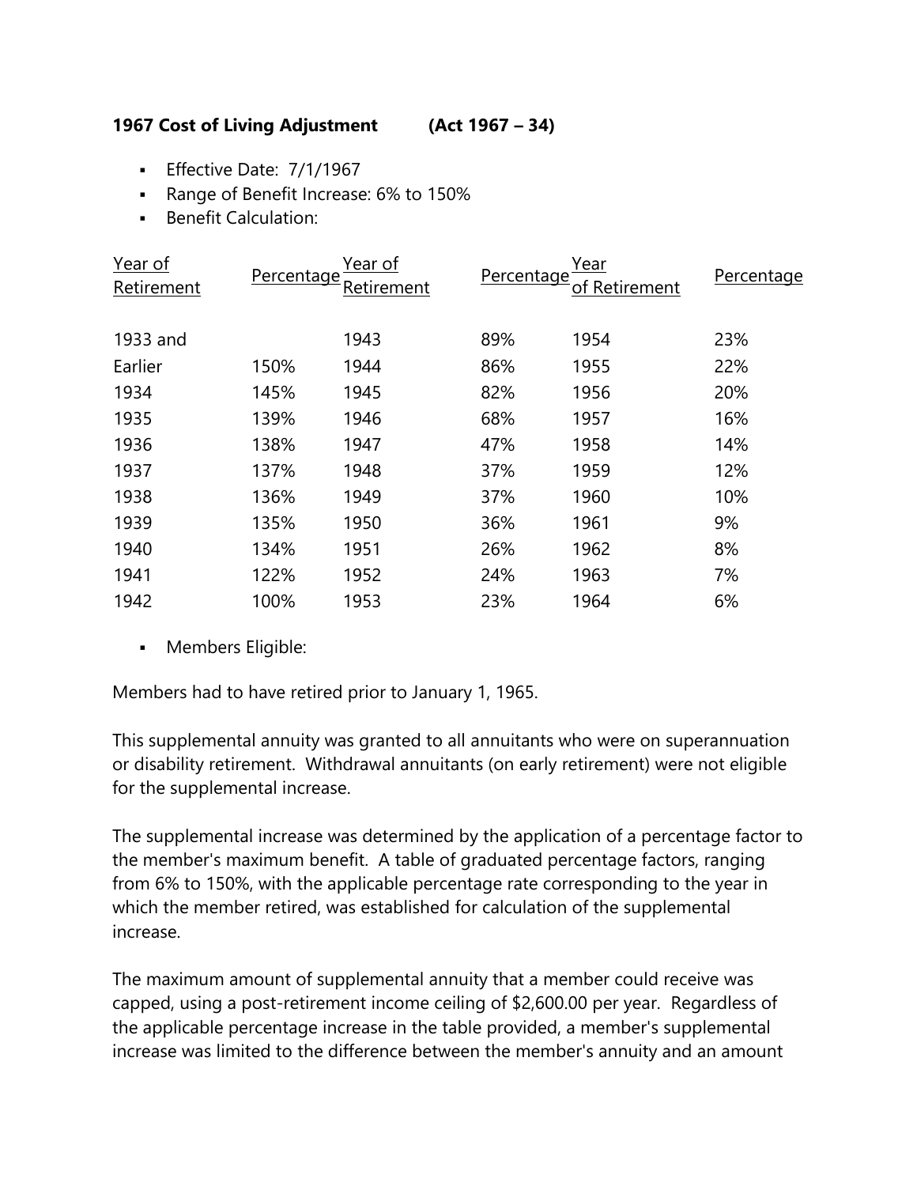**1967 Cost of Living Adjustment (Act 1967 – 34)**

- Effective Date: 7/1/1967
- Range of Benefit Increase: 6% to 150%
- Benefit Calculation:

| Year of Retirement | Percentage | Year of Retirement | Percentage | Year of Retirement | Percentage |
|---|---|---|---|---|---|
| 1933 and Earlier | 150% | 1943 | 89% | 1954 | 23% |
| 1934 | 145% | 1944 | 86% | 1955 | 22% |
| 1935 | 139% | 1945 | 82% | 1956 | 20% |
| 1936 | 138% | 1946 | 68% | 1957 | 16% |
| 1937 | 137% | 1947 | 47% | 1958 | 14% |
| 1938 | 136% | 1948 | 37% | 1959 | 12% |
| 1939 | 135% | 1949 | 37% | 1960 | 10% |
| 1940 | 134% | 1950 | 36% | 1961 | 9% |
| 1941 | 122% | 1951 | 26% | 1962 | 8% |
| 1942 | 100% | 1952 | 24% | 1963 | 7% |
| | | 1953 | 23% | 1964 | 6% |

- Members Eligible:

Members had to have retired prior to January 1, 1965.

This supplemental annuity was granted to all annuitants who were on superannuation or disability retirement. Withdrawal annuitants (on early retirement) were not eligible for the supplemental increase.

The supplemental increase was determined by the application of a percentage factor to the member's maximum benefit. A table of graduated percentage factors, ranging from 6% to 150%, with the applicable percentage rate corresponding to the year in which the member retired, was established for calculation of the supplemental increase.

The maximum amount of supplemental annuity that a member could receive was capped, using a post-retirement income ceiling of $2,600.00 per year. Regardless of the applicable percentage increase in the table provided, a member's supplemental increase was limited to the difference between the member's annuity and an amount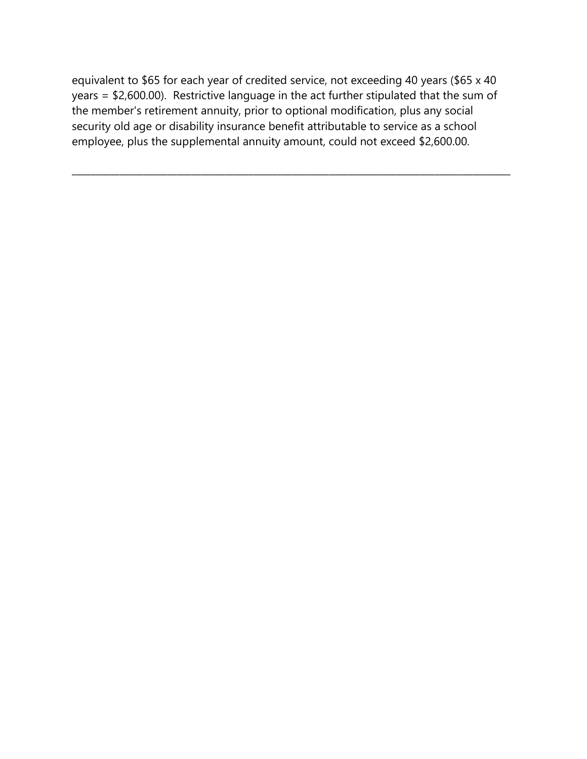equivalent to $65 for each year of credited service, not exceeding 40 years ($65 x 40 years = $2,600.00). Restrictive language in the act further stipulated that the sum of the member's retirement annuity, prior to optional modification, plus any social security old age or disability insurance benefit attributable to service as a school employee, plus the supplemental annuity amount, could not exceed $2,600.00.

---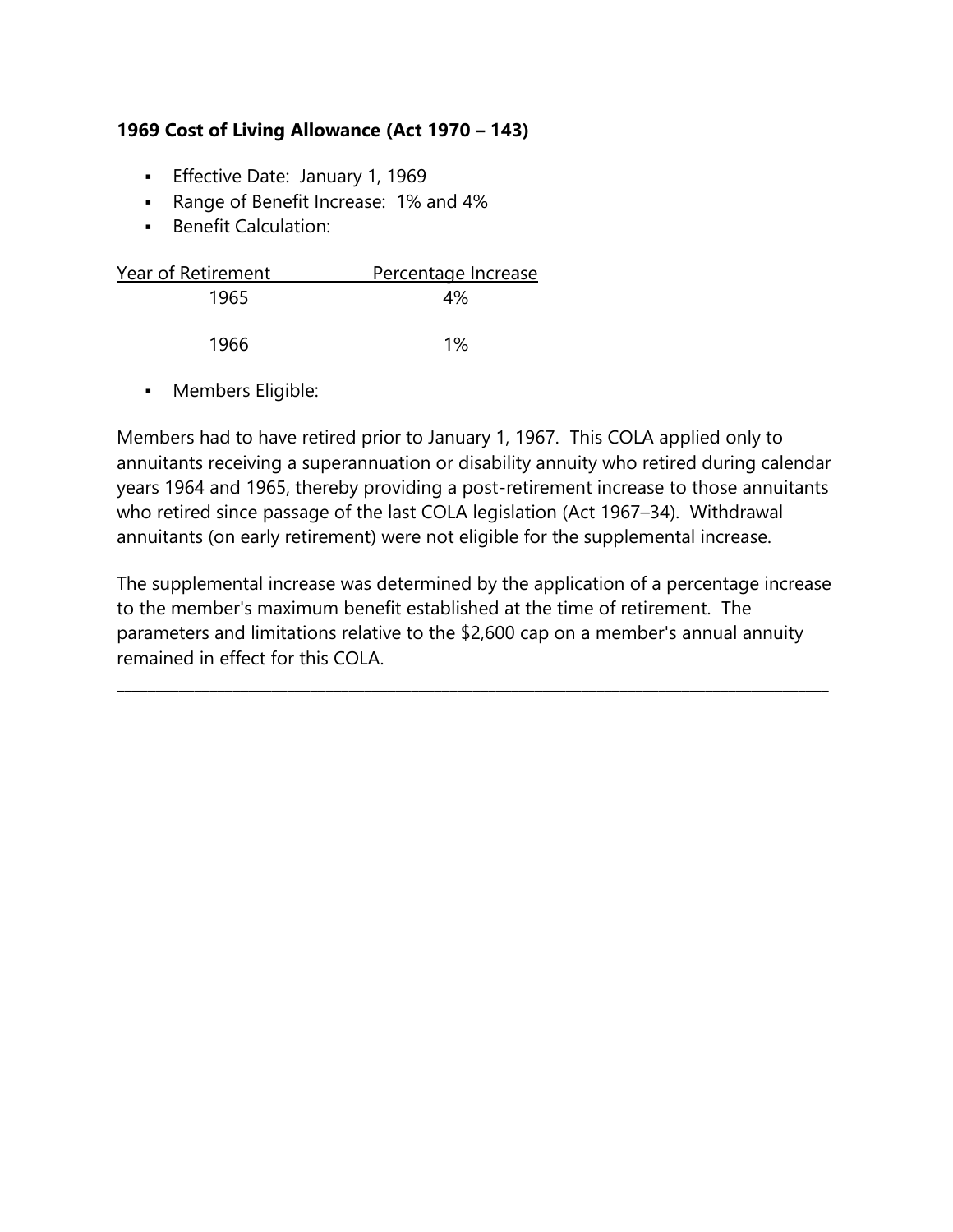**1969 Cost of Living Allowance (Act 1970 – 143)**

- Effective Date: January 1, 1969
- Range of Benefit Increase: 1% and 4%
- Benefit Calculation:

| Year of Retirement | Percentage Increase |
|---|---|
| 1965 | 4% |
| 1966 | 1% |

- Members Eligible:

Members had to have retired prior to January 1, 1967. This COLA applied only to annuitants receiving a superannuation or disability annuity who retired during calendar years 1964 and 1965, thereby providing a post-retirement increase to those annuitants who retired since passage of the last COLA legislation (Act 1967–34). Withdrawal annuitants (on early retirement) were not eligible for the supplemental increase.

The supplemental increase was determined by the application of a percentage increase to the member's maximum benefit established at the time of retirement. The parameters and limitations relative to the $2,600 cap on a member's annual annuity remained in effect for this COLA.

---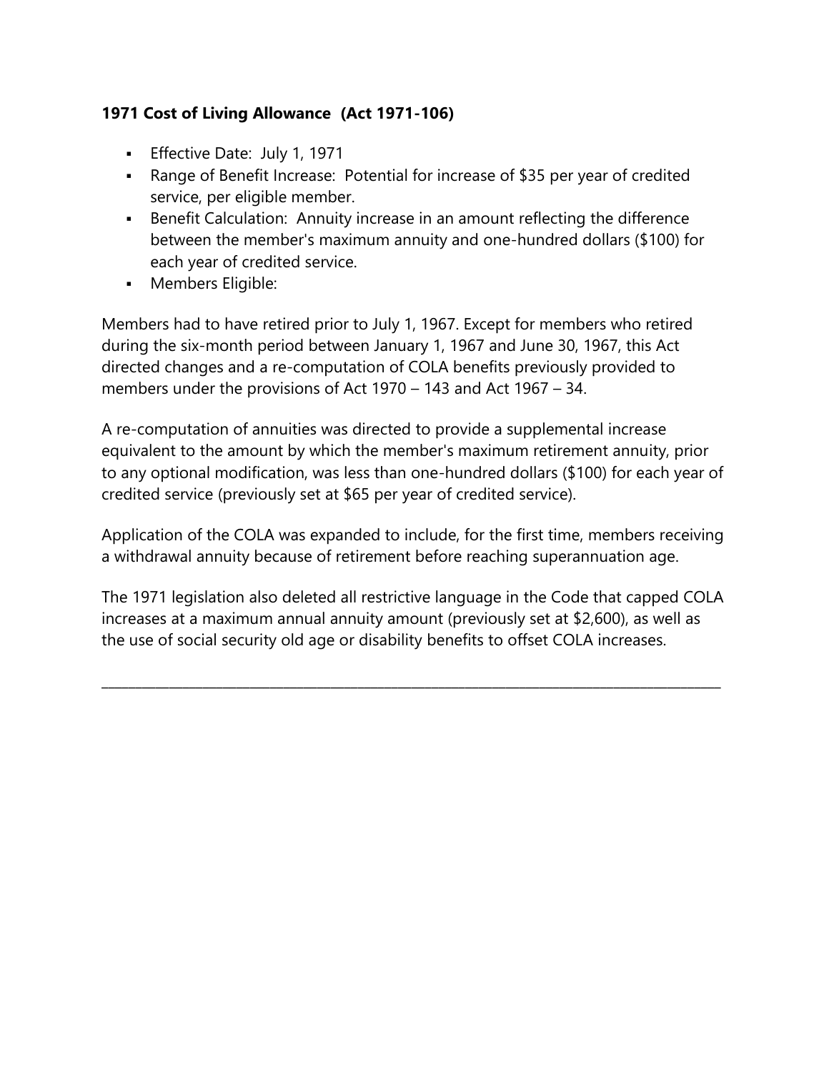**1971 Cost of Living Allowance (Act 1971-106)**

- Effective Date: July 1, 1971
- Range of Benefit Increase: Potential for increase of $35 per year of credited service, per eligible member.
- Benefit Calculation: Annuity increase in an amount reflecting the difference between the member's maximum annuity and one-hundred dollars ($100) for each year of credited service.
- Members Eligible:

Members had to have retired prior to July 1, 1967. Except for members who retired during the six-month period between January 1, 1967 and June 30, 1967, this Act directed changes and a re-computation of COLA benefits previously provided to members under the provisions of Act 1970 – 143 and Act 1967 – 34.

A re-computation of annuities was directed to provide a supplemental increase equivalent to the amount by which the member's maximum retirement annuity, prior to any optional modification, was less than one-hundred dollars ($100) for each year of credited service (previously set at $65 per year of credited service).

Application of the COLA was expanded to include, for the first time, members receiving a withdrawal annuity because of retirement before reaching superannuation age.

The 1971 legislation also deleted all restrictive language in the Code that capped COLA increases at a maximum annual annuity amount (previously set at $2,600), as well as the use of social security old age or disability benefits to offset COLA increases.

---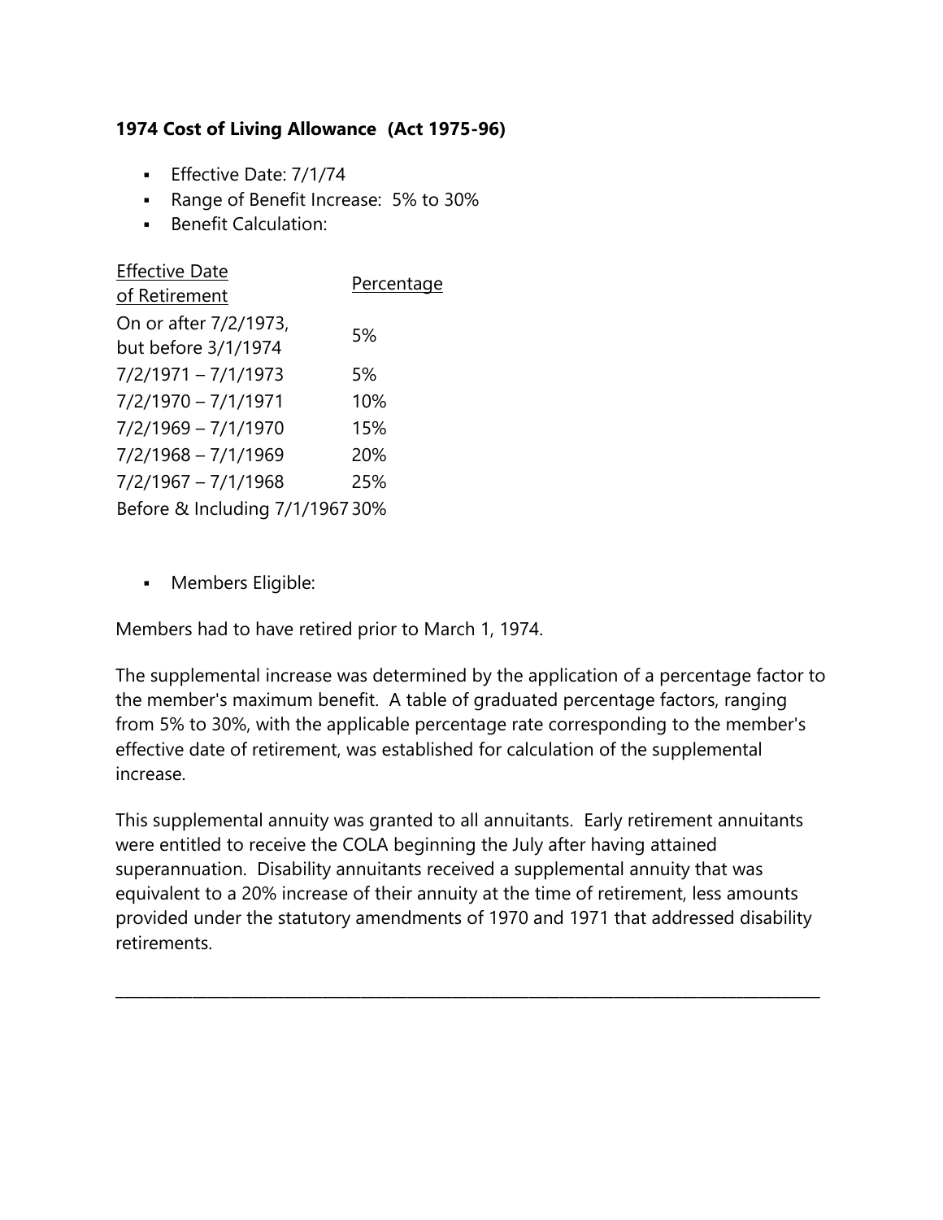**1974 Cost of Living Allowance (Act 1975-96)**

- Effective Date: 7/1/74
- Range of Benefit Increase: 5% to 30%
- Benefit Calculation:

| Effective Date of Retirement | Percentage |
|---|---|
| On or after 7/2/1973, but before 3/1/1974 | 5% |
| 7/2/1971 – 7/1/1973 | 5% |
| 7/2/1970 – 7/1/1971 | 10% |
| 7/2/1969 – 7/1/1970 | 15% |
| 7/2/1968 – 7/1/1969 | 20% |
| 7/2/1967 – 7/1/1968 | 25% |
| Before & Including 7/1/1967 | 30% |

- Members Eligible:

Members had to have retired prior to March 1, 1974.

The supplemental increase was determined by the application of a percentage factor to the member's maximum benefit. A table of graduated percentage factors, ranging from 5% to 30%, with the applicable percentage rate corresponding to the member's effective date of retirement, was established for calculation of the supplemental increase.

This supplemental annuity was granted to all annuitants. Early retirement annuitants were entitled to receive the COLA beginning the July after having attained superannuation. Disability annuitants received a supplemental annuity that was equivalent to a 20% increase of their annuity at the time of retirement, less amounts provided under the statutory amendments of 1970 and 1971 that addressed disability retirements.

---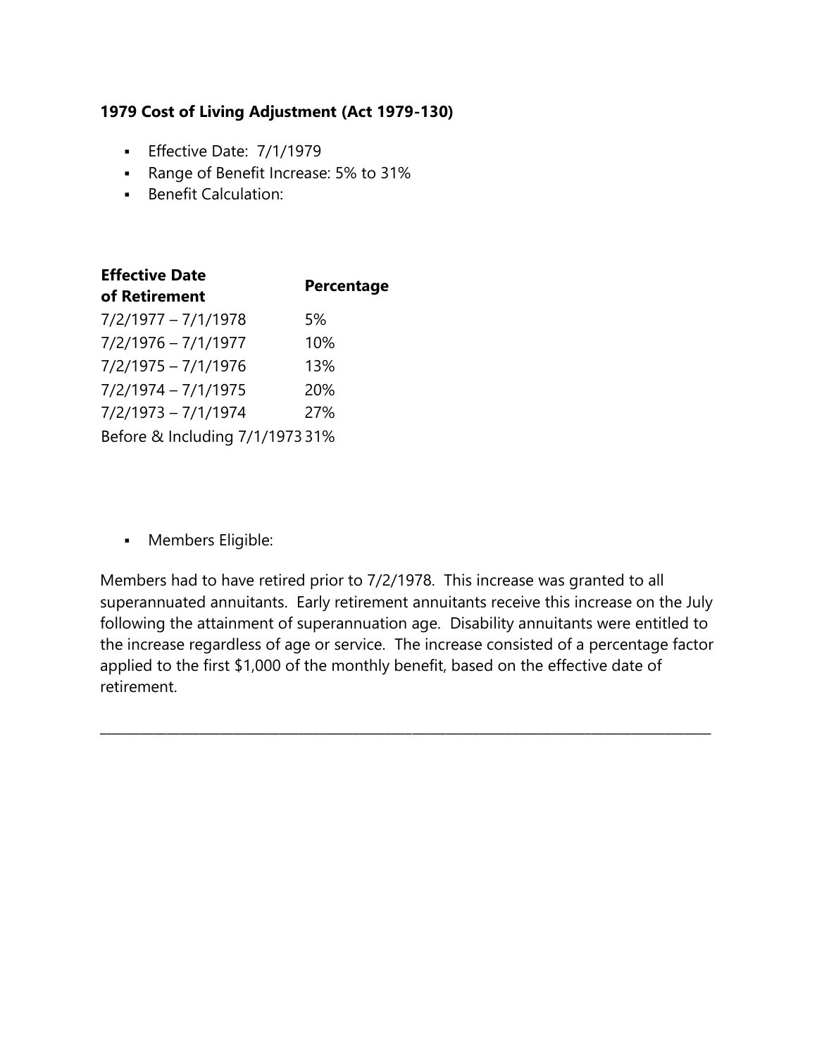**1979 Cost of Living Adjustment (Act 1979-130)**

- Effective Date: 7/1/1979
- Range of Benefit Increase: 5% to 31%
- Benefit Calculation:

| Effective Date of Retirement | Percentage |
|---|---|
| 7/2/1977 – 7/1/1978 | 5% |
| 7/2/1976 – 7/1/1977 | 10% |
| 7/2/1975 – 7/1/1976 | 13% |
| 7/2/1974 – 7/1/1975 | 20% |
| 7/2/1973 – 7/1/1974 | 27% |
| Before & Including 7/1/1973 | 31% |

- Members Eligible:

Members had to have retired prior to 7/2/1978. This increase was granted to all superannuated annuitants. Early retirement annuitants receive this increase on the July following the attainment of superannuation age. Disability annuitants were entitled to the increase regardless of age or service. The increase consisted of a percentage factor applied to the first $1,000 of the monthly benefit, based on the effective date of retirement.

---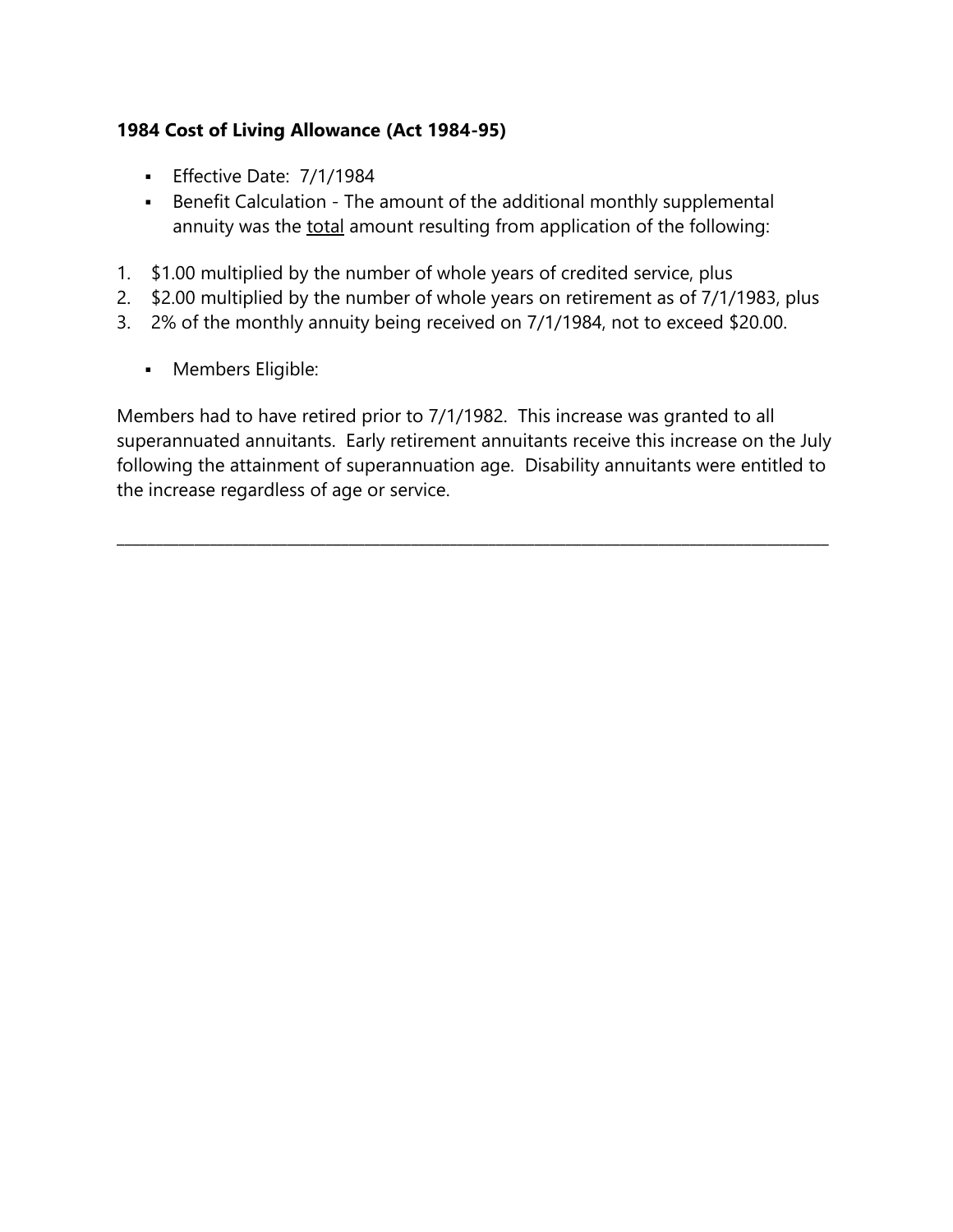**1984 Cost of Living Allowance (Act 1984-95)**

- Effective Date: 7/1/1984
- Benefit Calculation - The amount of the additional monthly supplemental annuity was the <u>total</u> amount resulting from application of the following:

1. $1.00 multiplied by the number of whole years of credited service, plus
2. $2.00 multiplied by the number of whole years on retirement as of 7/1/1983, plus
3. 2% of the monthly annuity being received on 7/1/1984, not to exceed $20.00.

- Members Eligible:

Members had to have retired prior to 7/1/1982. This increase was granted to all superannuated annuitants. Early retirement annuitants receive this increase on the July following the attainment of superannuation age. Disability annuitants were entitled to the increase regardless of age or service.

---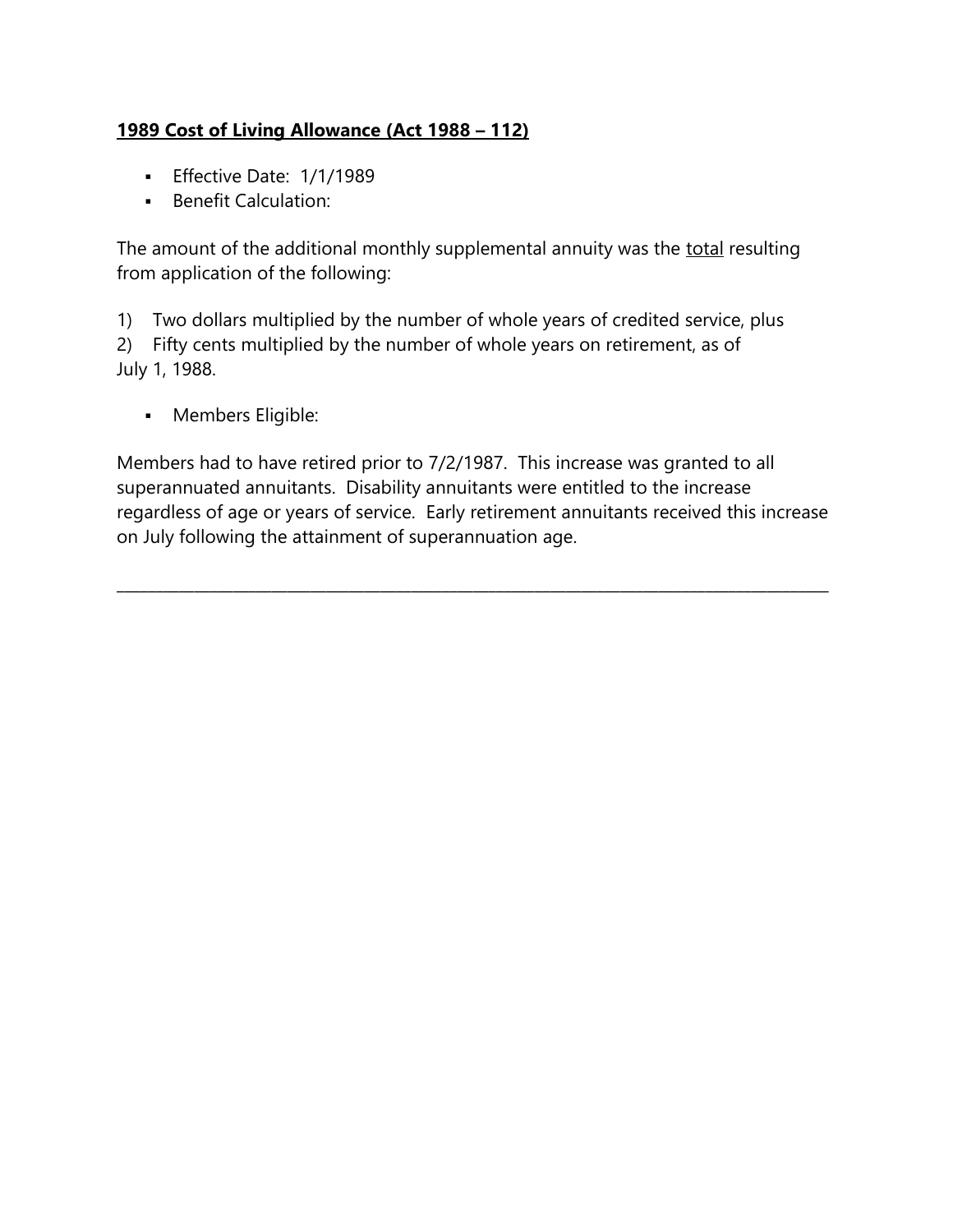**1989 Cost of Living Allowance (Act 1988 – 112)**

- Effective Date: 1/1/1989
- Benefit Calculation:

The amount of the additional monthly supplemental annuity was the total resulting from application of the following:

1) Two dollars multiplied by the number of whole years of credited service, plus
2) Fifty cents multiplied by the number of whole years on retirement, as of July 1, 1988.

- Members Eligible:

Members had to have retired prior to 7/2/1987. This increase was granted to all superannuated annuitants. Disability annuitants were entitled to the increase regardless of age or years of service. Early retirement annuitants received this increase on July following the attainment of superannuation age.

---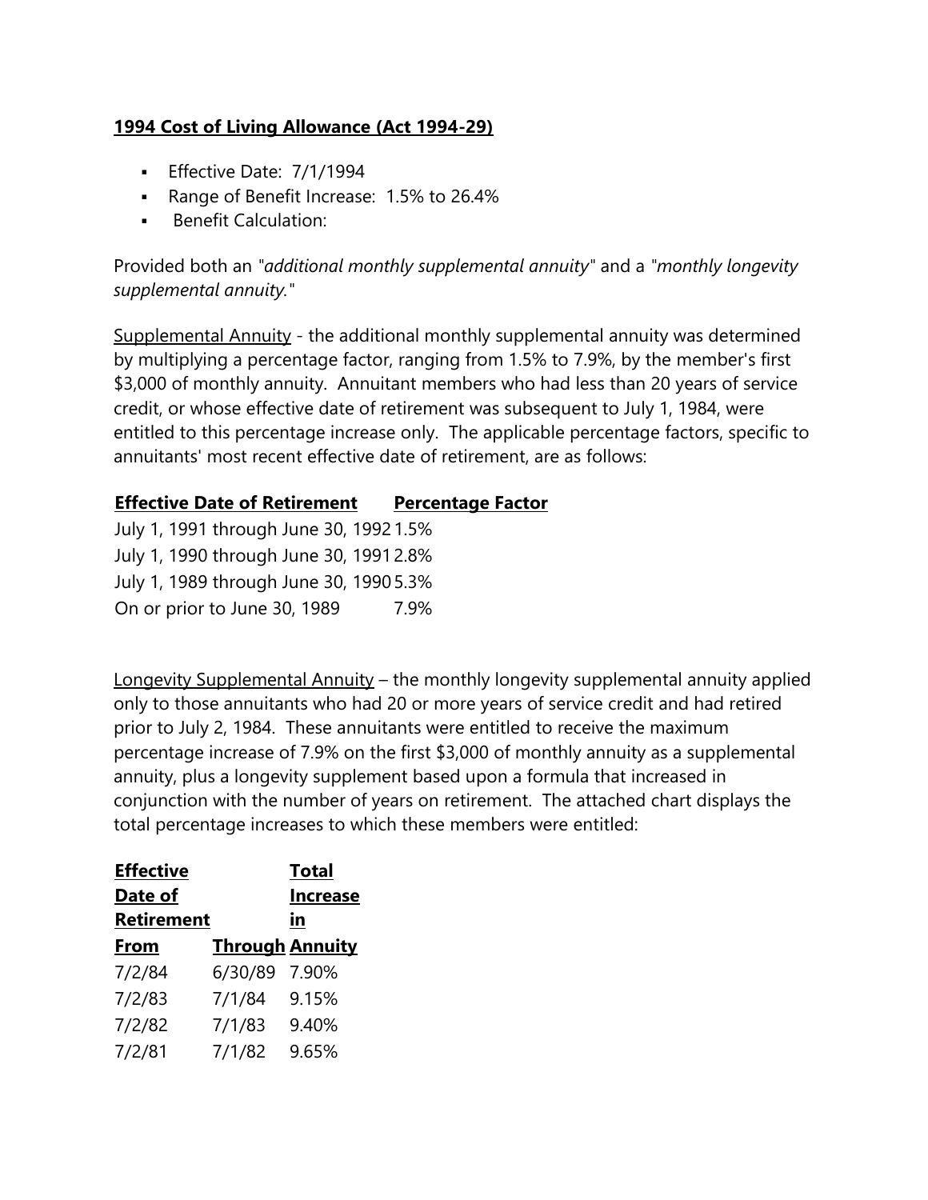**1994 Cost of Living Allowance (Act 1994-29)**

- Effective Date: 7/1/1994
- Range of Benefit Increase: 1.5% to 26.4%
- Benefit Calculation:

Provided both an *"additional monthly supplemental annuity"* and a *"monthly longevity supplemental annuity."*

Supplemental Annuity - the additional monthly supplemental annuity was determined by multiplying a percentage factor, ranging from 1.5% to 7.9%, by the member's first $3,000 of monthly annuity. Annuitant members who had less than 20 years of service credit, or whose effective date of retirement was subsequent to July 1, 1984, were entitled to this percentage increase only. The applicable percentage factors, specific to annuitants' most recent effective date of retirement, are as follows:

| Effective Date of Retirement | Percentage Factor |
|---|---|
| July 1, 1991 through June 30, 1992 | 1.5% |
| July 1, 1990 through June 30, 1991 | 2.8% |
| July 1, 1989 through June 30, 1990 | 5.3% |
| On or prior to June 30, 1989 | 7.9% |

Longevity Supplemental Annuity – the monthly longevity supplemental annuity applied only to those annuitants who had 20 or more years of service credit and had retired prior to July 2, 1984. These annuitants were entitled to receive the maximum percentage increase of 7.9% on the first $3,000 of monthly annuity as a supplemental annuity, plus a longevity supplement based upon a formula that increased in conjunction with the number of years on retirement. The attached chart displays the total percentage increases to which these members were entitled:

| Effective Date of Retirement | | Total Increase in |
|---|---|---|
| From | Through | Annuity |
| 7/2/84 | 6/30/89 | 7.90% |
| 7/2/83 | 7/1/84 | 9.15% |
| 7/2/82 | 7/1/83 | 9.40% |
| 7/2/81 | 7/1/82 | 9.65% |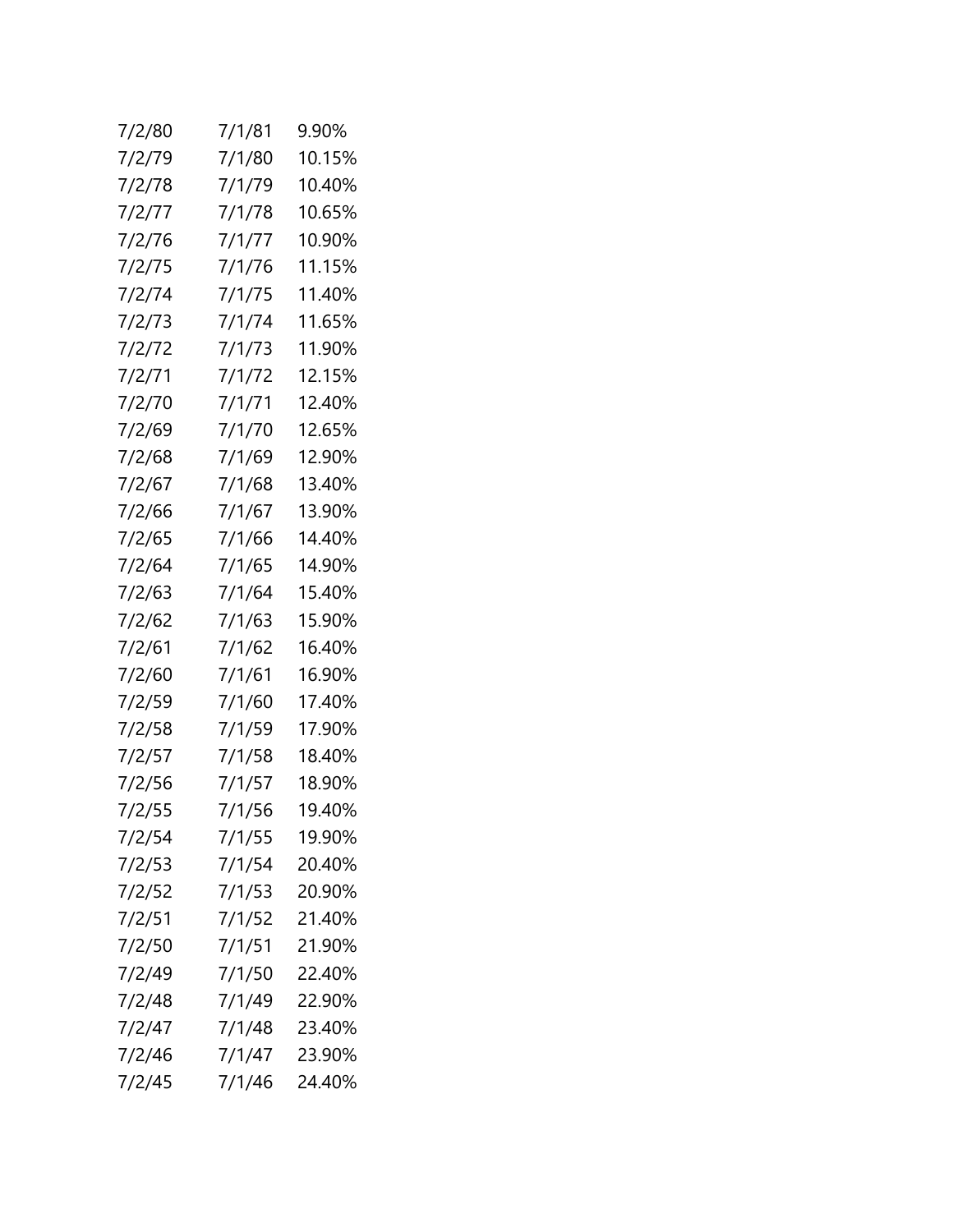| | | |
|---|---|---|
| 7/2/80 | 7/1/81 | 9.90% |
| 7/2/79 | 7/1/80 | 10.15% |
| 7/2/78 | 7/1/79 | 10.40% |
| 7/2/77 | 7/1/78 | 10.65% |
| 7/2/76 | 7/1/77 | 10.90% |
| 7/2/75 | 7/1/76 | 11.15% |
| 7/2/74 | 7/1/75 | 11.40% |
| 7/2/73 | 7/1/74 | 11.65% |
| 7/2/72 | 7/1/73 | 11.90% |
| 7/2/71 | 7/1/72 | 12.15% |
| 7/2/70 | 7/1/71 | 12.40% |
| 7/2/69 | 7/1/70 | 12.65% |
| 7/2/68 | 7/1/69 | 12.90% |
| 7/2/67 | 7/1/68 | 13.40% |
| 7/2/66 | 7/1/67 | 13.90% |
| 7/2/65 | 7/1/66 | 14.40% |
| 7/2/64 | 7/1/65 | 14.90% |
| 7/2/63 | 7/1/64 | 15.40% |
| 7/2/62 | 7/1/63 | 15.90% |
| 7/2/61 | 7/1/62 | 16.40% |
| 7/2/60 | 7/1/61 | 16.90% |
| 7/2/59 | 7/1/60 | 17.40% |
| 7/2/58 | 7/1/59 | 17.90% |
| 7/2/57 | 7/1/58 | 18.40% |
| 7/2/56 | 7/1/57 | 18.90% |
| 7/2/55 | 7/1/56 | 19.40% |
| 7/2/54 | 7/1/55 | 19.90% |
| 7/2/53 | 7/1/54 | 20.40% |
| 7/2/52 | 7/1/53 | 20.90% |
| 7/2/51 | 7/1/52 | 21.40% |
| 7/2/50 | 7/1/51 | 21.90% |
| 7/2/49 | 7/1/50 | 22.40% |
| 7/2/48 | 7/1/49 | 22.90% |
| 7/2/47 | 7/1/48 | 23.40% |
| 7/2/46 | 7/1/47 | 23.90% |
| 7/2/45 | 7/1/46 | 24.40% |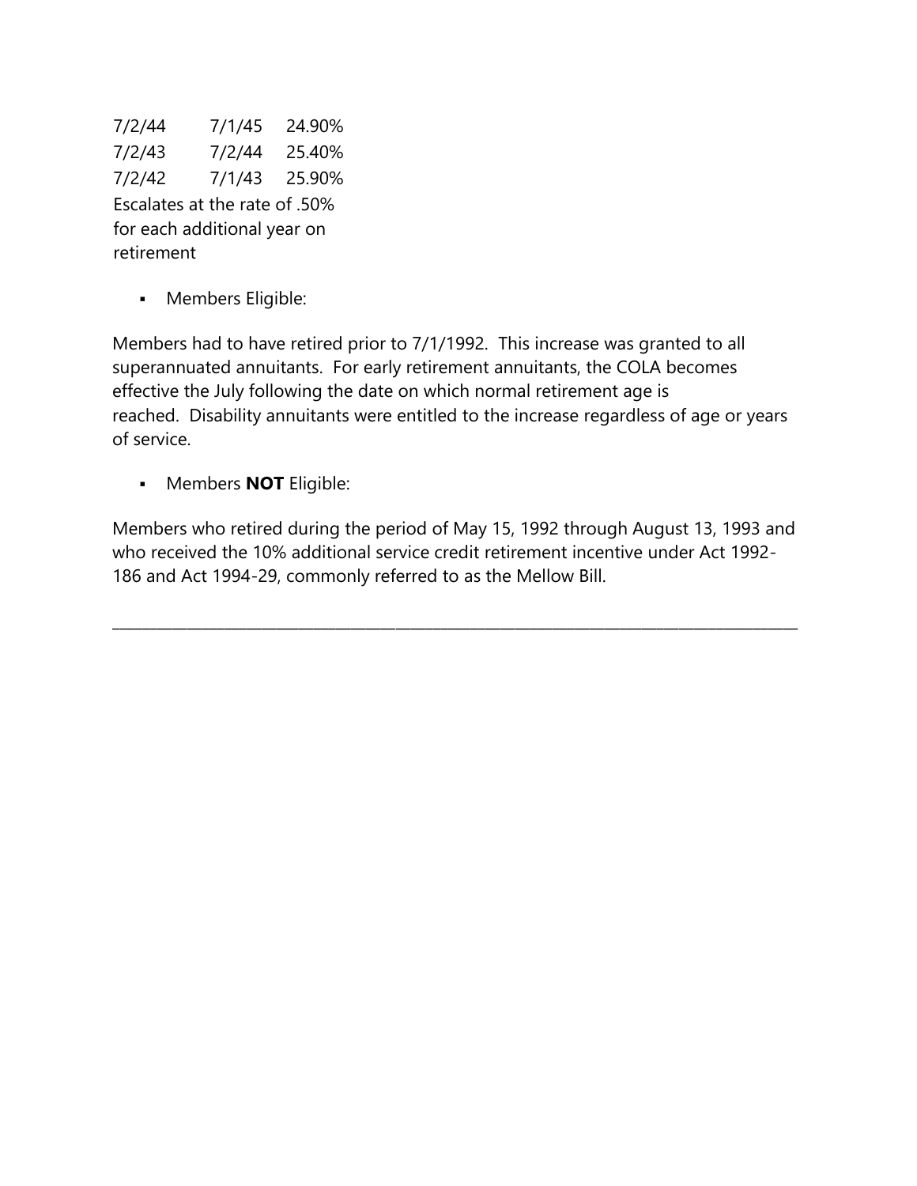| | | |
|---|---|---|
| 7/2/44 | 7/1/45 | 24.90% |
| 7/2/43 | 7/2/44 | 25.40% |
| 7/2/42 | 7/1/43 | 25.90% |

Escalates at the rate of .50% for each additional year on retirement

- Members Eligible:

Members had to have retired prior to 7/1/1992. This increase was granted to all superannuated annuitants. For early retirement annuitants, the COLA becomes effective the July following the date on which normal retirement age is reached. Disability annuitants were entitled to the increase regardless of age or years of service.

- Members **NOT** Eligible:

Members who retired during the period of May 15, 1992 through August 13, 1993 and who received the 10% additional service credit retirement incentive under Act 1992-186 and Act 1994-29, commonly referred to as the Mellow Bill.

---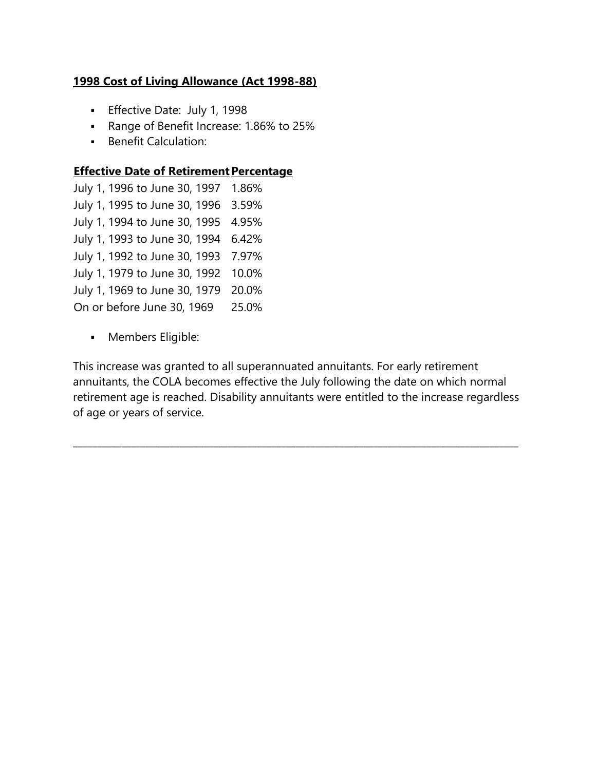**1998 Cost of Living Allowance (Act 1998-88)**

- Effective Date: July 1, 1998
- Range of Benefit Increase: 1.86% to 25%
- Benefit Calculation:

| Effective Date of Retirement | Percentage |
|---|---|
| July 1, 1996 to June 30, 1997 | 1.86% |
| July 1, 1995 to June 30, 1996 | 3.59% |
| July 1, 1994 to June 30, 1995 | 4.95% |
| July 1, 1993 to June 30, 1994 | 6.42% |
| July 1, 1992 to June 30, 1993 | 7.97% |
| July 1, 1979 to June 30, 1992 | 10.0% |
| July 1, 1969 to June 30, 1979 | 20.0% |
| On or before June 30, 1969 | 25.0% |

- Members Eligible:

This increase was granted to all superannuated annuitants. For early retirement annuitants, the COLA becomes effective the July following the date on which normal retirement age is reached. Disability annuitants were entitled to the increase regardless of age or years of service.

---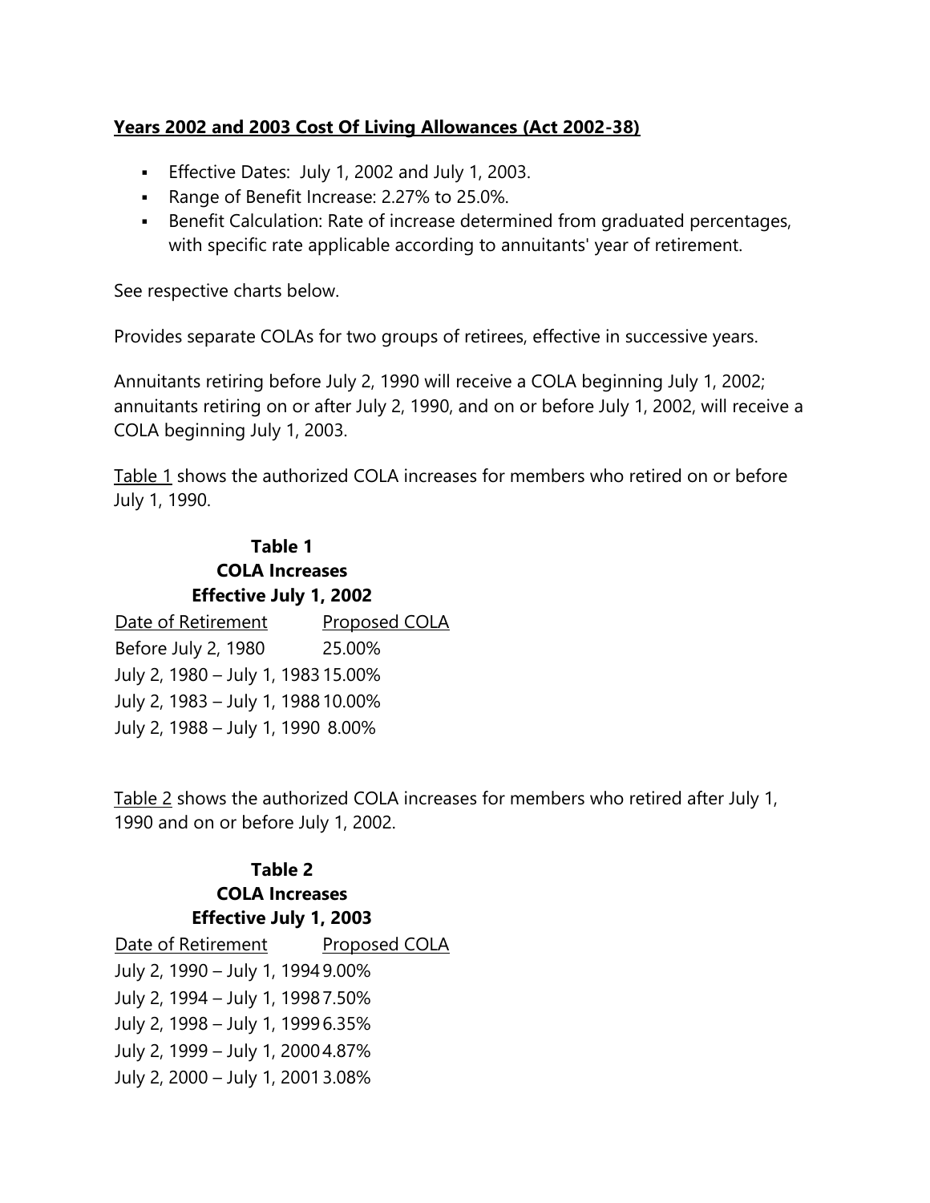**Years 2002 and 2003 Cost Of Living Allowances (Act 2002-38)**

- Effective Dates: July 1, 2002 and July 1, 2003.
- Range of Benefit Increase: 2.27% to 25.0%.
- Benefit Calculation: Rate of increase determined from graduated percentages, with specific rate applicable according to annuitants' year of retirement.

See respective charts below.

Provides separate COLAs for two groups of retirees, effective in successive years.

Annuitants retiring before July 2, 1990 will receive a COLA beginning July 1, 2002; annuitants retiring on or after July 2, 1990, and on or before July 1, 2002, will receive a COLA beginning July 1, 2003.

Table 1 shows the authorized COLA increases for members who retired on or before July 1, 1990.

**Table 1**
**COLA Increases**
**Effective July 1, 2002**

| Date of Retirement | Proposed COLA |
|---|---|
| Before July 2, 1980 | 25.00% |
| July 2, 1980 – July 1, 1983 | 15.00% |
| July 2, 1983 – July 1, 1988 | 10.00% |
| July 2, 1988 – July 1, 1990 | 8.00% |

Table 2 shows the authorized COLA increases for members who retired after July 1, 1990 and on or before July 1, 2002.

**Table 2**
**COLA Increases**
**Effective July 1, 2003**

| Date of Retirement | Proposed COLA |
|---|---|
| July 2, 1990 – July 1, 1994 | 9.00% |
| July 2, 1994 – July 1, 1998 | 7.50% |
| July 2, 1998 – July 1, 1999 | 6.35% |
| July 2, 1999 – July 1, 2000 | 4.87% |
| July 2, 2000 – July 1, 2001 | 3.08% |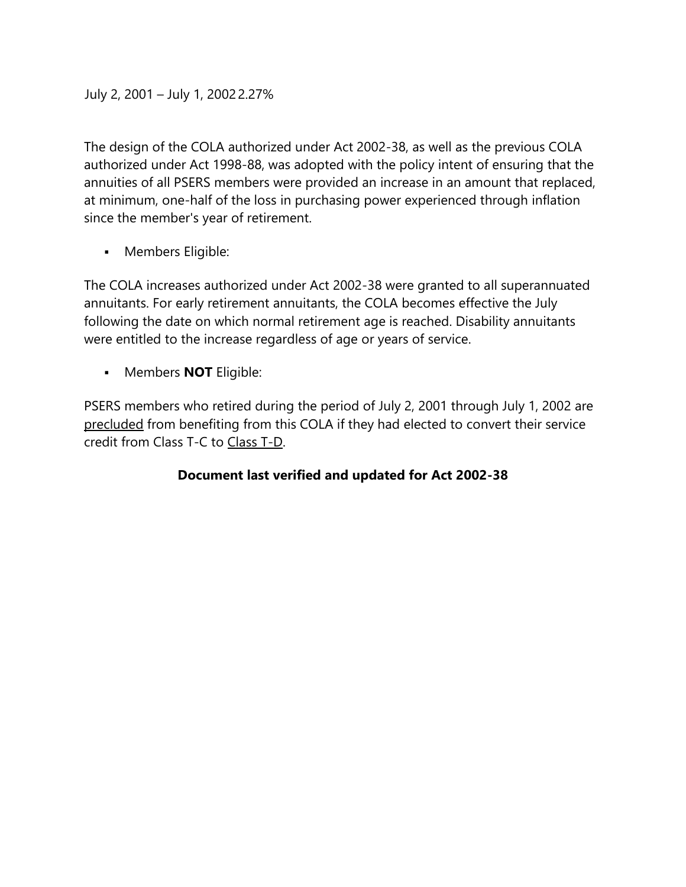July 2, 2001 – July 1, 2002 2.27%

The design of the COLA authorized under Act 2002-38, as well as the previous COLA authorized under Act 1998-88, was adopted with the policy intent of ensuring that the annuities of all PSERS members were provided an increase in an amount that replaced, at minimum, one-half of the loss in purchasing power experienced through inflation since the member's year of retirement.

- Members Eligible:

The COLA increases authorized under Act 2002-38 were granted to all superannuated annuitants. For early retirement annuitants, the COLA becomes effective the July following the date on which normal retirement age is reached. Disability annuitants were entitled to the increase regardless of age or years of service.

- Members **NOT** Eligible:

PSERS members who retired during the period of July 2, 2001 through July 1, 2002 are precluded from benefiting from this COLA if they had elected to convert their service credit from Class T-C to Class T-D.

**Document last verified and updated for Act 2002-38**